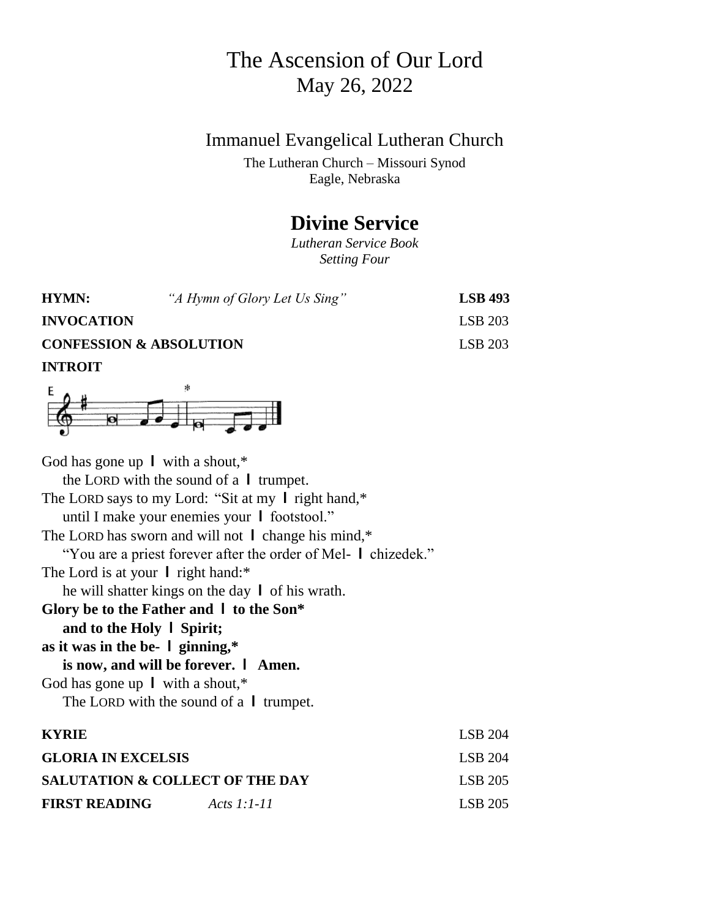# The Ascension of Our Lord
May 26, 2022

## Immanuel Evangelical Lutheran Church

The Lutheran Church – Missouri Synod
Eagle, Nebraska

## Divine Service

*Lutheran Service Book*
*Setting Four*

**HYMN:** *"A Hymn of Glory Let Us Sing"* **LSB 493**

**INVOCATION** LSB 203

**CONFESSION & ABSOLUTION** LSB 203

**INTROIT**

God has gone up ǀ with a shout,*
the LORD with the sound of a ǀ trumpet.
The LORD says to my Lord: "Sit at my ǀ right hand,*
until I make your enemies your ǀ footstool."
The LORD has sworn and will not ǀ change his mind,*
"You are a priest forever after the order of Mel- ǀ chizedek."
The Lord is at your ǀ right hand:*
he will shatter kings on the day ǀ of his wrath.
**Glory be to the Father and ǀ to the Son***
**and to the Holy ǀ Spirit;**
**as it was in the be- ǀ ginning,***
**is now, and will be forever. ǀ Amen.**
God has gone up ǀ with a shout,*
The LORD with the sound of a ǀ trumpet.

**KYRIE** LSB 204

**GLORIA IN EXCELSIS** LSB 204

**SALUTATION & COLLECT OF THE DAY** LSB 205

**FIRST READING** *Acts 1:1-11* LSB 205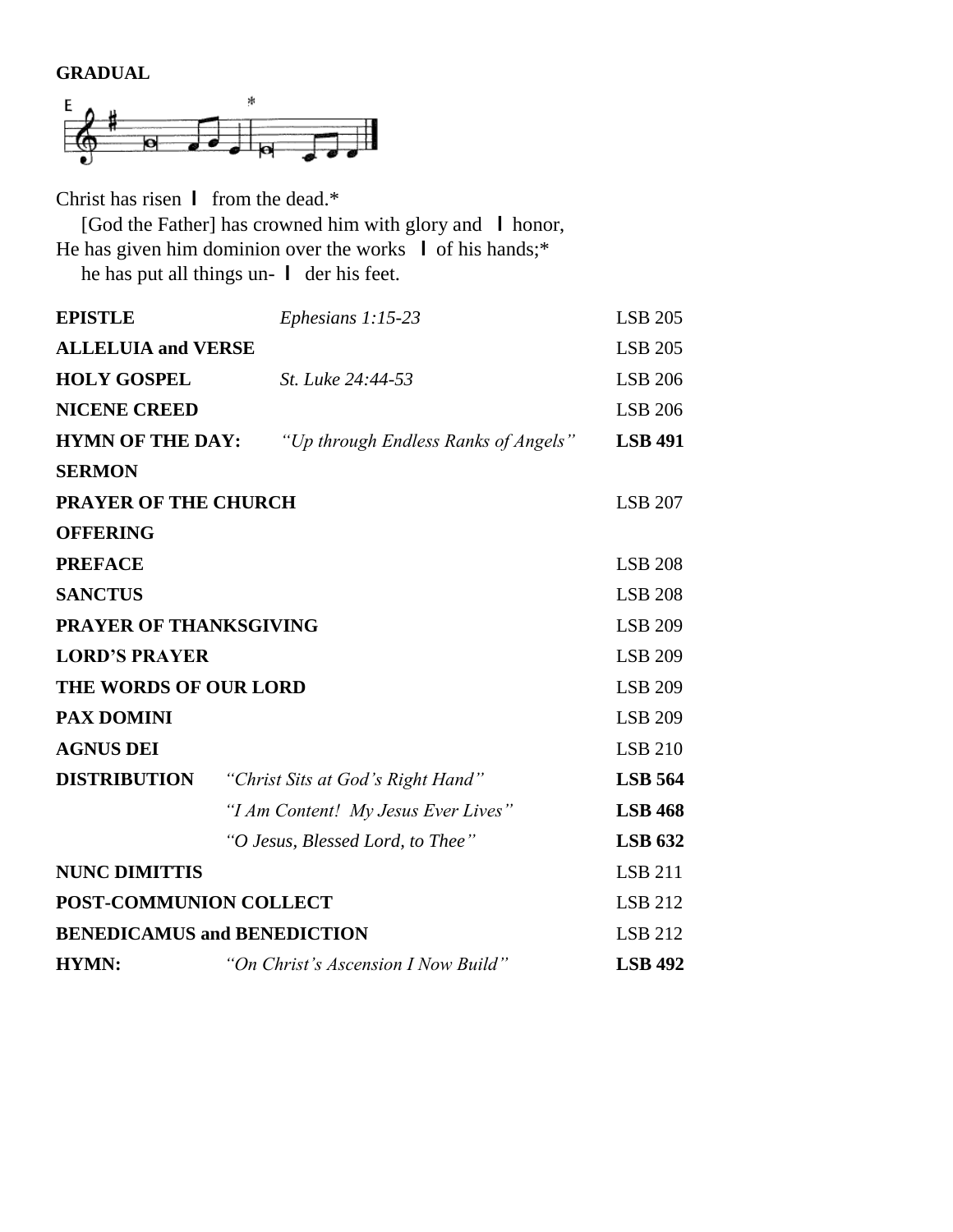**GRADUAL**

Christ has risen | from the dead.*
 [God the Father] has crowned him with glory and | honor,
He has given him dominion over the works | of his hands;*
 he has put all things un- | der his feet.

| | | |
|---|---|---|
| **EPISTLE** | *Ephesians 1:15-23* | LSB 205 |
| **ALLELUIA and VERSE** | | LSB 205 |
| **HOLY GOSPEL** | *St. Luke 24:44-53* | LSB 206 |
| **NICENE CREED** | | LSB 206 |
| **HYMN OF THE DAY:** | *"Up through Endless Ranks of Angels"* | **LSB 491** |
| **SERMON** | | |
| **PRAYER OF THE CHURCH** | | LSB 207 |
| **OFFERING** | | |
| **PREFACE** | | LSB 208 |
| **SANCTUS** | | LSB 208 |
| **PRAYER OF THANKSGIVING** | | LSB 209 |
| **LORD'S PRAYER** | | LSB 209 |
| **THE WORDS OF OUR LORD** | | LSB 209 |
| **PAX DOMINI** | | LSB 209 |
| **AGNUS DEI** | | LSB 210 |
| **DISTRIBUTION** | *"Christ Sits at God's Right Hand"* | **LSB 564** |
| | *"I Am Content! My Jesus Ever Lives"* | **LSB 468** |
| | *"O Jesus, Blessed Lord, to Thee"* | **LSB 632** |
| **NUNC DIMITTIS** | | LSB 211 |
| **POST-COMMUNION COLLECT** | | LSB 212 |
| **BENEDICAMUS and BENEDICTION** | | LSB 212 |
| **HYMN:** | *"On Christ's Ascension I Now Build"* | **LSB 492** |